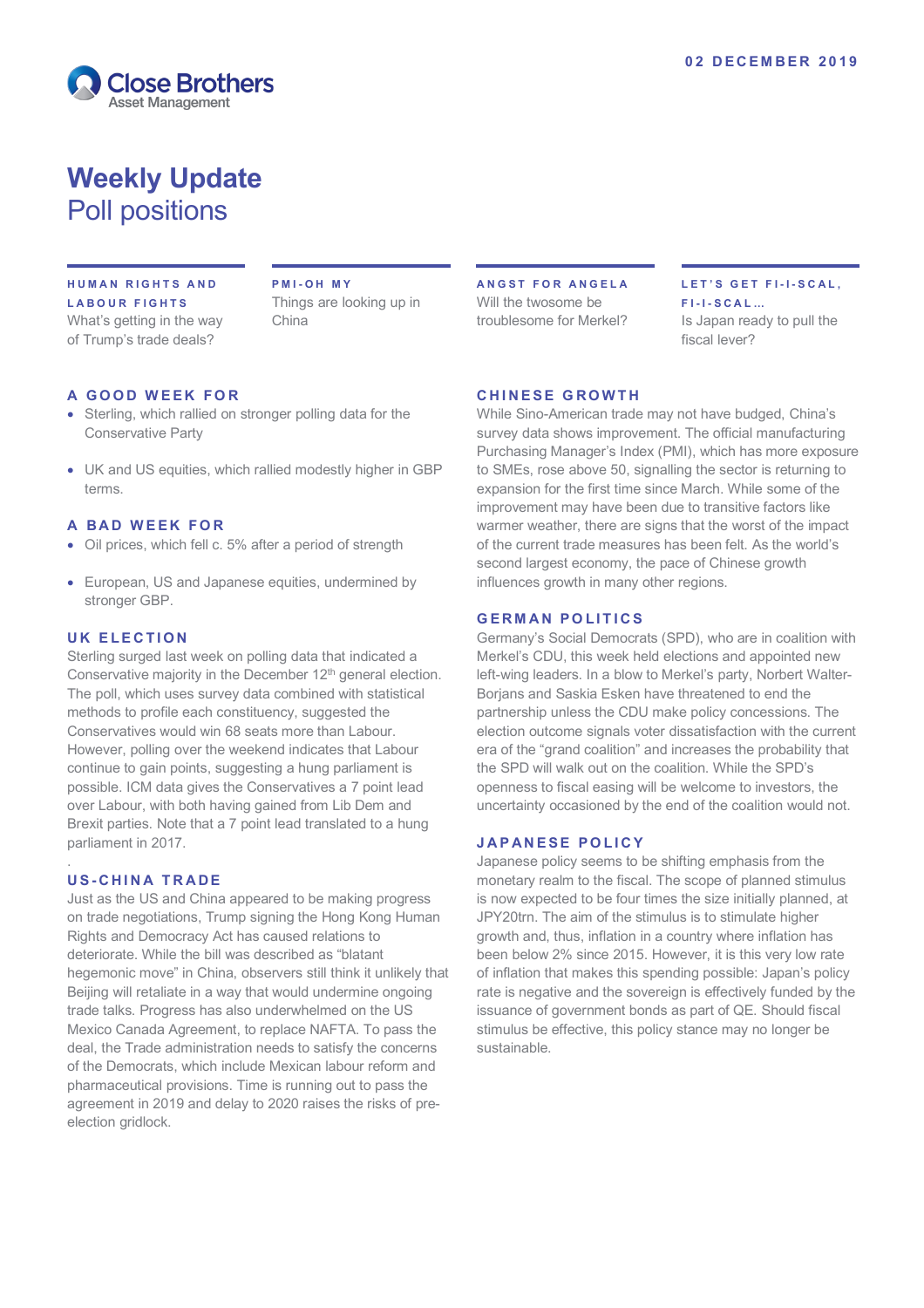02 DECEMBER 2019

Close Brothers Asset Management

# Weekly Update
## Poll positions

**HUMAN RIGHTS AND LABOUR FIGHTS**
What's getting in the way of Trump's trade deals?

**PMI-OH MY**
Things are looking up in China

**ANGST FOR ANGELA**
Will the twosome be troublesome for Merkel?

**LET'S GET FI-I-SCAL, FI-I-SCAL…**
Is Japan ready to pull the fiscal lever?

### A GOOD WEEK FOR

- Sterling, which rallied on stronger polling data for the Conservative Party
- UK and US equities, which rallied modestly higher in GBP terms.

### A BAD WEEK FOR

- Oil prices, which fell c. 5% after a period of strength
- European, US and Japanese equities, undermined by stronger GBP.

### UK ELECTION

Sterling surged last week on polling data that indicated a Conservative majority in the December 12th general election. The poll, which uses survey data combined with statistical methods to profile each constituency, suggested the Conservatives would win 68 seats more than Labour. However, polling over the weekend indicates that Labour continue to gain points, suggesting a hung parliament is possible. ICM data gives the Conservatives a 7 point lead over Labour, with both having gained from Lib Dem and Brexit parties. Note that a 7 point lead translated to a hung parliament in 2017.

### US-CHINA TRADE

Just as the US and China appeared to be making progress on trade negotiations, Trump signing the Hong Kong Human Rights and Democracy Act has caused relations to deteriorate. While the bill was described as "blatant hegemonic move" in China, observers still think it unlikely that Beijing will retaliate in a way that would undermine ongoing trade talks. Progress has also underwhelmed on the US Mexico Canada Agreement, to replace NAFTA. To pass the deal, the Trade administration needs to satisfy the concerns of the Democrats, which include Mexican labour reform and pharmaceutical provisions. Time is running out to pass the agreement in 2019 and delay to 2020 raises the risks of pre-election gridlock.

### CHINESE GROWTH

While Sino-American trade may not have budged, China's survey data shows improvement. The official manufacturing Purchasing Manager's Index (PMI), which has more exposure to SMEs, rose above 50, signalling the sector is returning to expansion for the first time since March. While some of the improvement may have been due to transitive factors like warmer weather, there are signs that the worst of the impact of the current trade measures has been felt. As the world's second largest economy, the pace of Chinese growth influences growth in many other regions.

### GERMAN POLITICS

Germany's Social Democrats (SPD), who are in coalition with Merkel's CDU, this week held elections and appointed new left-wing leaders. In a blow to Merkel's party, Norbert Walter-Borjans and Saskia Esken have threatened to end the partnership unless the CDU make policy concessions. The election outcome signals voter dissatisfaction with the current era of the "grand coalition" and increases the probability that the SPD will walk out on the coalition. While the SPD's openness to fiscal easing will be welcome to investors, the uncertainty occasioned by the end of the coalition would not.

### JAPANESE POLICY

Japanese policy seems to be shifting emphasis from the monetary realm to the fiscal. The scope of planned stimulus is now expected to be four times the size initially planned, at JPY20trn. The aim of the stimulus is to stimulate higher growth and, thus, inflation in a country where inflation has been below 2% since 2015. However, it is this very low rate of inflation that makes this spending possible: Japan's policy rate is negative and the sovereign is effectively funded by the issuance of government bonds as part of QE. Should fiscal stimulus be effective, this policy stance may no longer be sustainable.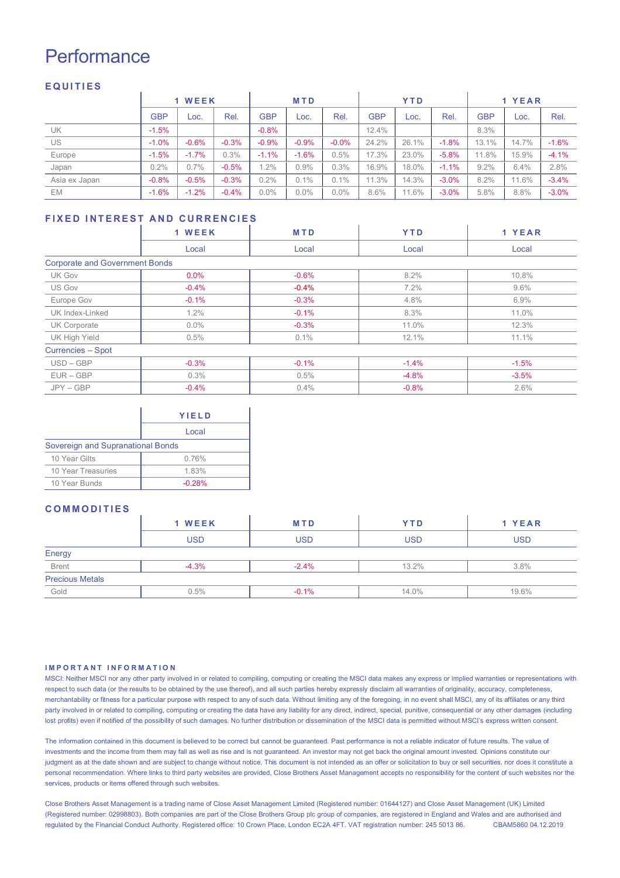# Performance

## EQUITIES

| | 1 WEEK | | | MTD | | | YTD | | | 1 YEAR | | |
|---|---|---|---|---|---|---|---|---|---|---|---|---|
| | GBP | Loc. | Rel. | GBP | Loc. | Rel. | GBP | Loc. | Rel. | GBP | Loc. | Rel. |
| UK | -1.5% | | | -0.8% | | | 12.4% | | | 8.3% | | |
| US | -1.0% | -0.6% | -0.3% | -0.9% | -0.9% | -0.0% | 24.2% | 26.1% | -1.8% | 13.1% | 14.7% | -1.6% |
| Europe | -1.5% | -1.7% | 0.3% | -1.1% | -1.6% | 0.5% | 17.3% | 23.0% | -5.8% | 11.8% | 15.9% | -4.1% |
| Japan | 0.2% | 0.7% | -0.5% | 1.2% | 0.9% | 0.3% | 16.9% | 18.0% | -1.1% | 9.2% | 6.4% | 2.8% |
| Asia ex Japan | -0.8% | -0.5% | -0.3% | 0.2% | 0.1% | 0.1% | 11.3% | 14.3% | -3.0% | 8.2% | 11.6% | -3.4% |
| EM | -1.6% | -1.2% | -0.4% | 0.0% | 0.0% | 0.0% | 8.6% | 11.6% | -3.0% | 5.8% | 8.8% | -3.0% |

## FIXED INTEREST AND CURRENCIES

| | 1 WEEK | MTD | YTD | 1 YEAR |
|---|---|---|---|---|
| | Local | Local | Local | Local |
| **Corporate and Government Bonds** | | | | |
| UK Gov | 0.0% | -0.6% | 8.2% | 10.8% |
| US Gov | -0.4% | -0.4% | 7.2% | 9.6% |
| Europe Gov | -0.1% | -0.3% | 4.8% | 6.9% |
| UK Index-Linked | 1.2% | -0.1% | 8.3% | 11.0% |
| UK Corporate | 0.0% | -0.3% | 11.0% | 12.3% |
| UK High Yield | 0.5% | 0.1% | 12.1% | 11.1% |
| **Currencies – Spot** | | | | |
| USD – GBP | -0.3% | -0.1% | -1.4% | -1.5% |
| EUR – GBP | 0.3% | 0.5% | -4.8% | -3.5% |
| JPY – GBP | -0.4% | 0.4% | -0.8% | 2.6% |

| | YIELD |
|---|---|
| | Local |
| **Sovereign and Supranational Bonds** | |
| 10 Year Gilts | 0.76% |
| 10 Year Treasuries | 1.83% |
| 10 Year Bunds | -0.28% |

## COMMODITIES

| | 1 WEEK | MTD | YTD | 1 YEAR |
|---|---|---|---|---|
| | USD | USD | USD | USD |
| **Energy** | | | | |
| Brent | -4.3% | -2.4% | 13.2% | 3.8% |
| **Precious Metals** | | | | |
| Gold | 0.5% | -0.1% | 14.0% | 19.6% |

### IMPORTANT INFORMATION

MSCI: Neither MSCI nor any other party involved in or related to compiling, computing or creating the MSCI data makes any express or implied warranties or representations with respect to such data (or the results to be obtained by the use thereof), and all such parties hereby expressly disclaim all warranties of originality, accuracy, completeness, merchantability or fitness for a particular purpose with respect to any of such data. Without limiting any of the foregoing, in no event shall MSCI, any of its affiliates or any third party involved in or related to compiling, computing or creating the data have any liability for any direct, indirect, special, punitive, consequential or any other damages (including lost profits) even if notified of the possibility of such damages. No further distribution or dissemination of the MSCI data is permitted without MSCI's express written consent.

The information contained in this document is believed to be correct but cannot be guaranteed. Past performance is not a reliable indicator of future results. The value of investments and the income from them may fall as well as rise and is not guaranteed. An investor may not get back the original amount invested. Opinions constitute our judgment as at the date shown and are subject to change without notice. This document is not intended as an offer or solicitation to buy or sell securities, nor does it constitute a personal recommendation. Where links to third party websites are provided, Close Brothers Asset Management accepts no responsibility for the content of such websites nor the services, products or items offered through such websites.

Close Brothers Asset Management is a trading name of Close Asset Management Limited (Registered number: 01644127) and Close Asset Management (UK) Limited (Registered number: 02998803). Both companies are part of the Close Brothers Group plc group of companies, are registered in England and Wales and are authorised and regulated by the Financial Conduct Authority. Registered office: 10 Crown Place, London EC2A 4FT. VAT registration number: 245 5013 86. CBAM5860 04.12.2019